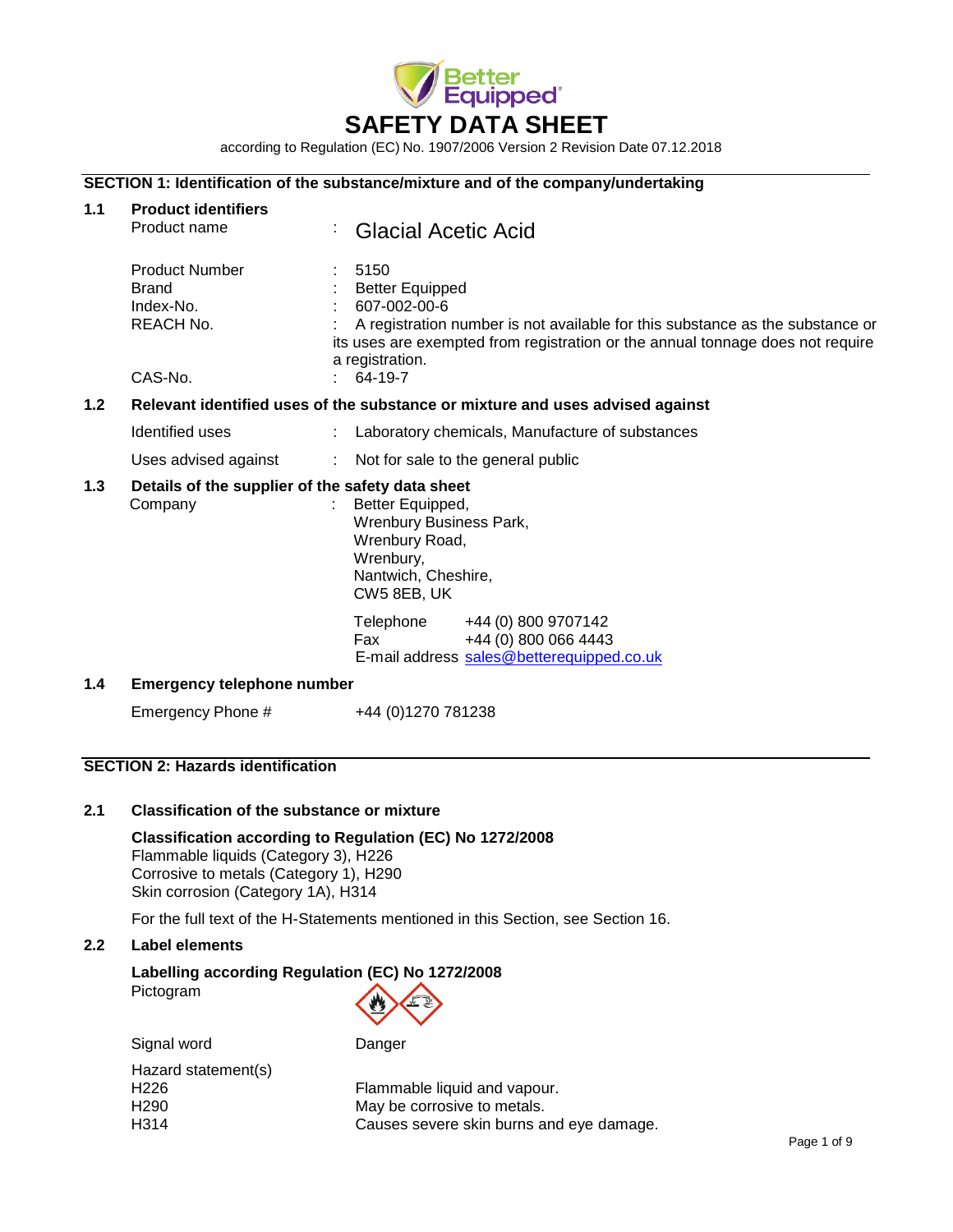# SAFETY DATA SHEET

according to Regulation (EC) No. 1907/2006 Version 2 Revision Date 07.12.2018

## SECTION 1: Identification of the substance/mixture and of the company/undertaking

### 1.1 Product identifiers

| | | |
|---|---|---|
| Product name | : | Glacial Acetic Acid |
| Product Number | : | 5150 |
| Brand | : | Better Equipped |
| Index-No. | : | 607-002-00-6 |
| REACH No. | : | A registration number is not available for this substance as the substance or its uses are exempted from registration or the annual tonnage does not require a registration. |
| CAS-No. | : | 64-19-7 |

### 1.2 Relevant identified uses of the substance or mixture and uses advised against

| | | |
|---|---|---|
| Identified uses | : | Laboratory chemicals, Manufacture of substances |
| Uses advised against | : | Not for sale to the general public |

### 1.3 Details of the supplier of the safety data sheet

Company : Better Equipped,
Wrenbury Business Park,
Wrenbury Road,
Wrenbury,
Nantwich, Cheshire,
CW5 8EB, UK

Telephone +44 (0) 800 9707142
Fax +44 (0) 800 066 4443
E-mail address sales@betterequipped.co.uk

### 1.4 Emergency telephone number

Emergency Phone # +44 (0)1270 781238

## SECTION 2: Hazards identification

### 2.1 Classification of the substance or mixture

**Classification according to Regulation (EC) No 1272/2008**
Flammable liquids (Category 3), H226
Corrosive to metals (Category 1), H290
Skin corrosion (Category 1A), H314

For the full text of the H-Statements mentioned in this Section, see Section 16.

### 2.2 Label elements

**Labelling according Regulation (EC) No 1272/2008**

Pictogram

Signal word: Danger

Hazard statement(s)

| | |
|---|---|
| H226 | Flammable liquid and vapour. |
| H290 | May be corrosive to metals. |
| H314 | Causes severe skin burns and eye damage. |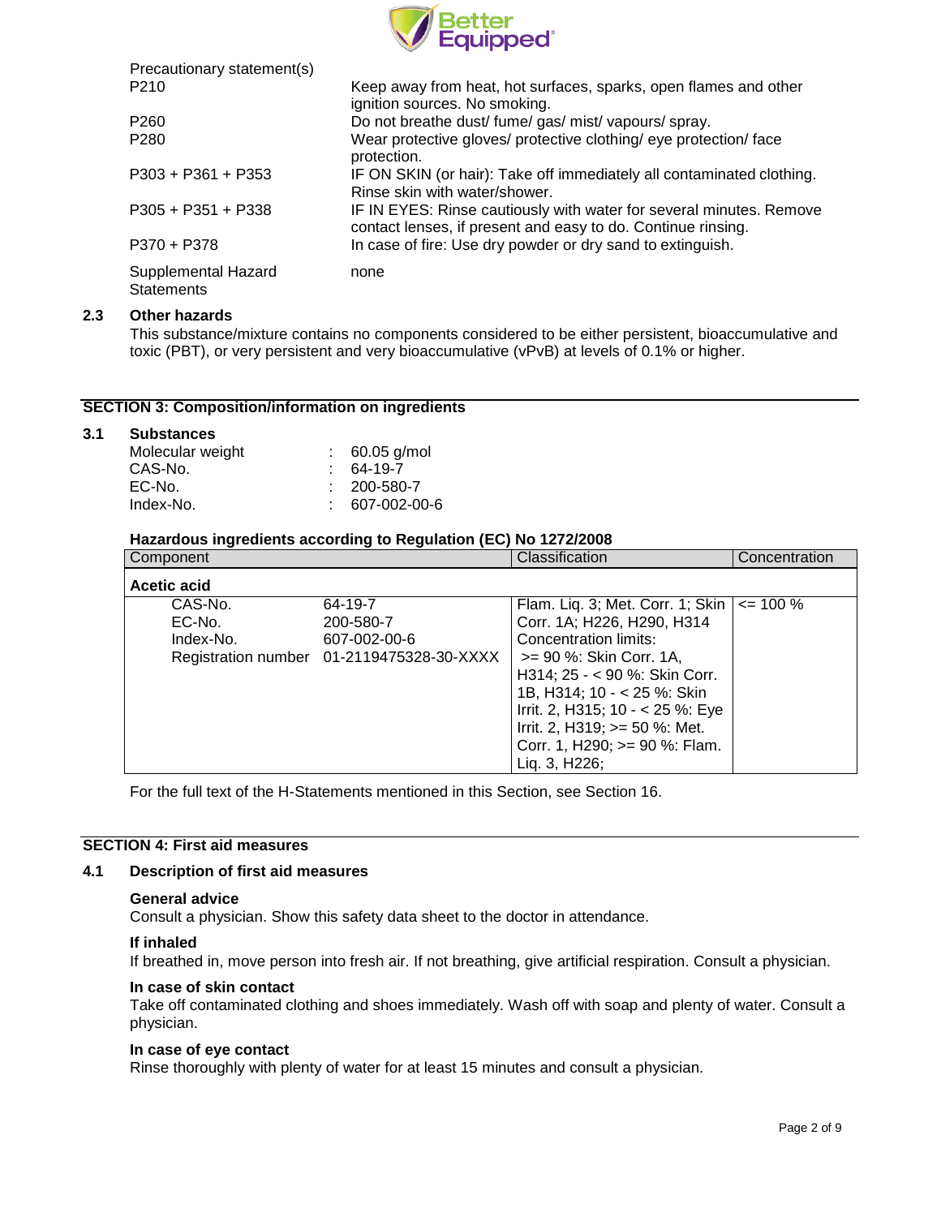Precautionary statement(s)

| | |
|---|---|
| P210 | Keep away from heat, hot surfaces, sparks, open flames and other ignition sources. No smoking. |
| P260 | Do not breathe dust/ fume/ gas/ mist/ vapours/ spray. |
| P280 | Wear protective gloves/ protective clothing/ eye protection/ face protection. |
| P303 + P361 + P353 | IF ON SKIN (or hair): Take off immediately all contaminated clothing. Rinse skin with water/shower. |
| P305 + P351 + P338 | IF IN EYES: Rinse cautiously with water for several minutes. Remove contact lenses, if present and easy to do. Continue rinsing. |
| P370 + P378 | In case of fire: Use dry powder or dry sand to extinguish. |
| Supplemental Hazard Statements | none |

### 2.3 Other hazards

This substance/mixture contains no components considered to be either persistent, bioaccumulative and toxic (PBT), or very persistent and very bioaccumulative (vPvB) at levels of 0.1% or higher.

## SECTION 3: Composition/information on ingredients

### 3.1 Substances

| | | |
|---|---|---|
| Molecular weight | : | 60.05 g/mol |
| CAS-No. | : | 64-19-7 |
| EC-No. | : | 200-580-7 |
| Index-No. | : | 607-002-00-6 |

**Hazardous ingredients according to Regulation (EC) No 1272/2008**

| Component | | Classification | Concentration |
|---|---|---|---|
| **Acetic acid** | | | |
| CAS-No. | 64-19-7 | Flam. Liq. 3; Met. Corr. 1; Skin Corr. 1A; H226, H290, H314 Concentration limits: >= 90 %: Skin Corr. 1A, H314; 25 - < 90 %: Skin Corr. 1B, H314; 10 - < 25 %: Skin Irrit. 2, H315; 10 - < 25 %: Eye Irrit. 2, H319; >= 50 %: Met. Corr. 1, H290; >= 90 %: Flam. Liq. 3, H226; | <= 100 % |
| EC-No. | 200-580-7 | | |
| Index-No. | 607-002-00-6 | | |
| Registration number | 01-2119475328-30-XXXX | | |

For the full text of the H-Statements mentioned in this Section, see Section 16.

## SECTION 4: First aid measures

### 4.1 Description of first aid measures

**General advice**

Consult a physician. Show this safety data sheet to the doctor in attendance.

**If inhaled**

If breathed in, move person into fresh air. If not breathing, give artificial respiration. Consult a physician.

**In case of skin contact**

Take off contaminated clothing and shoes immediately. Wash off with soap and plenty of water. Consult a physician.

**In case of eye contact**

Rinse thoroughly with plenty of water for at least 15 minutes and consult a physician.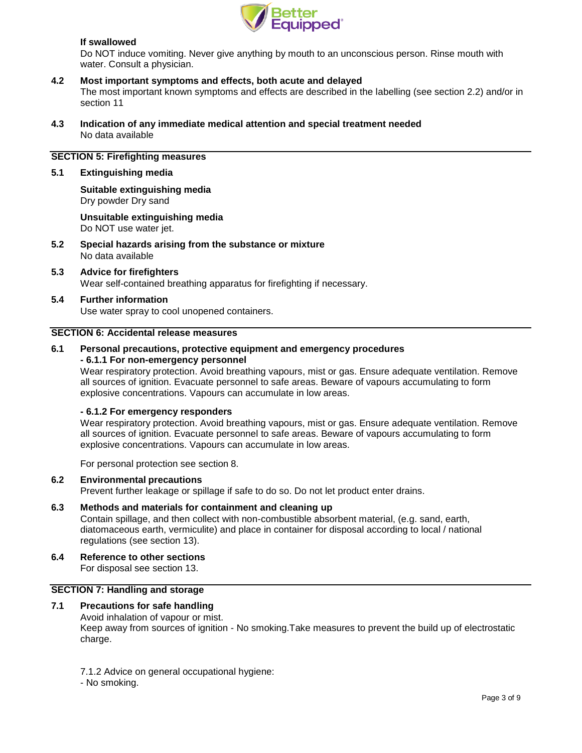**If swallowed**

Do NOT induce vomiting. Never give anything by mouth to an unconscious person. Rinse mouth with water. Consult a physician.

**4.2 Most important symptoms and effects, both acute and delayed**

The most important known symptoms and effects are described in the labelling (see section 2.2) and/or in section 11

**4.3 Indication of any immediate medical attention and special treatment needed**

No data available

## SECTION 5: Firefighting measures

**5.1 Extinguishing media**

**Suitable extinguishing media**

Dry powder Dry sand

**Unsuitable extinguishing media**

Do NOT use water jet.

**5.2 Special hazards arising from the substance or mixture**

No data available

**5.3 Advice for firefighters**

Wear self-contained breathing apparatus for firefighting if necessary.

**5.4 Further information**

Use water spray to cool unopened containers.

## SECTION 6: Accidental release measures

**6.1 Personal precautions, protective equipment and emergency procedures**

**- 6.1.1 For non-emergency personnel**

Wear respiratory protection. Avoid breathing vapours, mist or gas. Ensure adequate ventilation. Remove all sources of ignition. Evacuate personnel to safe areas. Beware of vapours accumulating to form explosive concentrations. Vapours can accumulate in low areas.

**- 6.1.2 For emergency responders**

Wear respiratory protection. Avoid breathing vapours, mist or gas. Ensure adequate ventilation. Remove all sources of ignition. Evacuate personnel to safe areas. Beware of vapours accumulating to form explosive concentrations. Vapours can accumulate in low areas.

For personal protection see section 8.

**6.2 Environmental precautions**

Prevent further leakage or spillage if safe to do so. Do not let product enter drains.

**6.3 Methods and materials for containment and cleaning up**

Contain spillage, and then collect with non-combustible absorbent material, (e.g. sand, earth, diatomaceous earth, vermiculite) and place in container for disposal according to local / national regulations (see section 13).

**6.4 Reference to other sections**

For disposal see section 13.

## SECTION 7: Handling and storage

**7.1 Precautions for safe handling**

Avoid inhalation of vapour or mist.
Keep away from sources of ignition - No smoking.Take measures to prevent the build up of electrostatic charge.

7.1.2 Advice on general occupational hygiene:
- No smoking.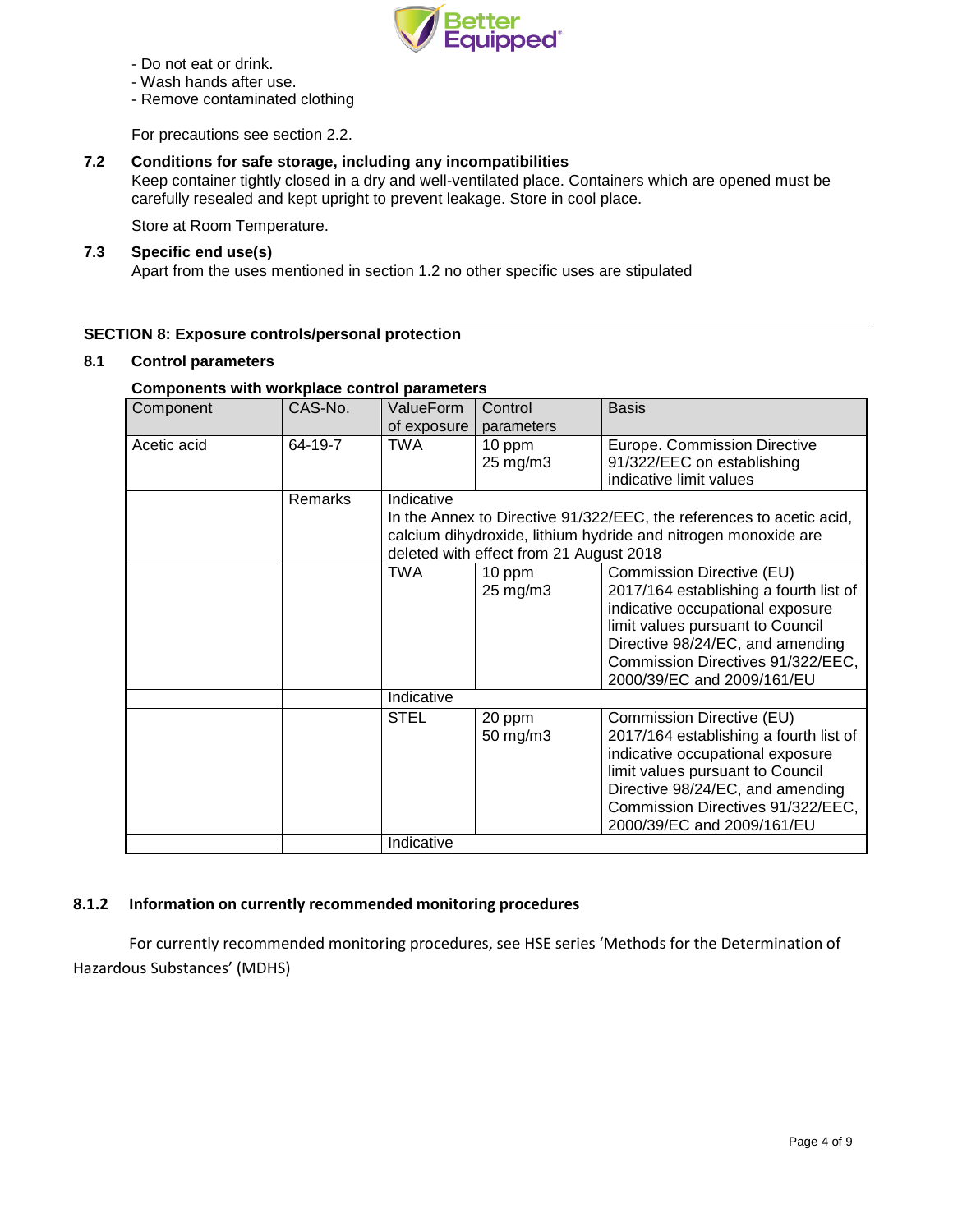- Do not eat or drink.
- Wash hands after use.
- Remove contaminated clothing

For precautions see section 2.2.

### 7.2 Conditions for safe storage, including any incompatibilities

Keep container tightly closed in a dry and well-ventilated place. Containers which are opened must be carefully resealed and kept upright to prevent leakage. Store in cool place.

Store at Room Temperature.

### 7.3 Specific end use(s)

Apart from the uses mentioned in section 1.2 no other specific uses are stipulated

## SECTION 8: Exposure controls/personal protection

### 8.1 Control parameters

**Components with workplace control parameters**

| Component | CAS-No. | ValueForm of exposure | Control parameters | Basis |
|---|---|---|---|---|
| Acetic acid | 64-19-7 | TWA | 10 ppm<br>25 mg/m3 | Europe. Commission Directive 91/322/EEC on establishing indicative limit values |
| | Remarks | Indicative<br>In the Annex to Directive 91/322/EEC, the references to acetic acid, calcium dihydroxide, lithium hydride and nitrogen monoxide are deleted with effect from 21 August 2018 | | |
| | | TWA | 10 ppm<br>25 mg/m3 | Commission Directive (EU) 2017/164 establishing a fourth list of indicative occupational exposure limit values pursuant to Council Directive 98/24/EC, and amending Commission Directives 91/322/EEC, 2000/39/EC and 2009/161/EU |
| | | Indicative | | |
| | | STEL | 20 ppm<br>50 mg/m3 | Commission Directive (EU) 2017/164 establishing a fourth list of indicative occupational exposure limit values pursuant to Council Directive 98/24/EC, and amending Commission Directives 91/322/EEC, 2000/39/EC and 2009/161/EU |
| | | Indicative | | |

### 8.1.2 Information on currently recommended monitoring procedures

For currently recommended monitoring procedures, see HSE series 'Methods for the Determination of Hazardous Substances' (MDHS)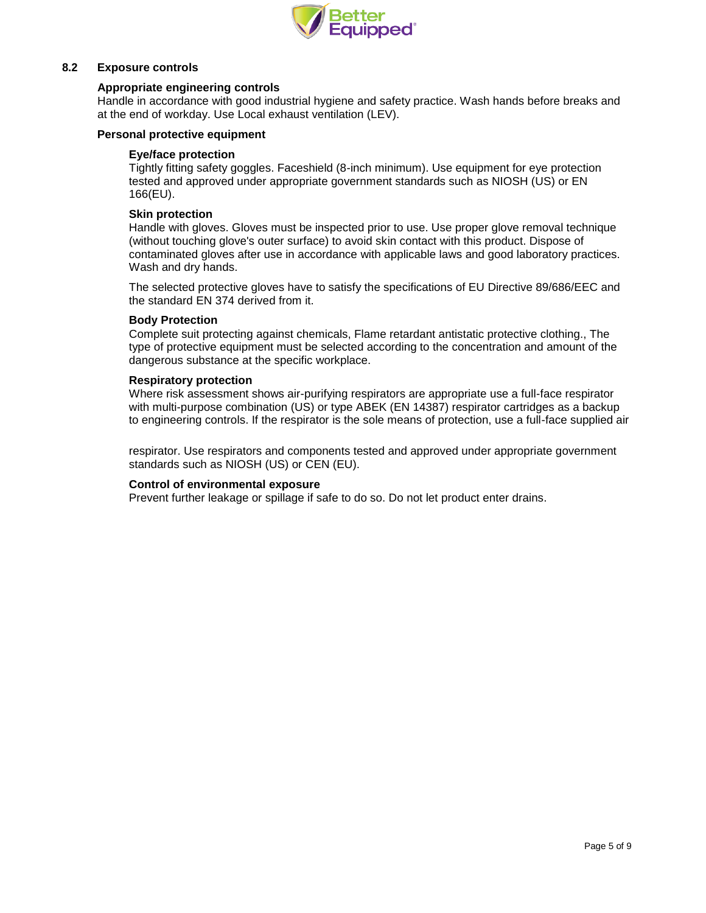## 8.2 Exposure controls

### Appropriate engineering controls

Handle in accordance with good industrial hygiene and safety practice. Wash hands before breaks and at the end of workday. Use Local exhaust ventilation (LEV).

### Personal protective equipment

#### Eye/face protection

Tightly fitting safety goggles. Faceshield (8-inch minimum). Use equipment for eye protection tested and approved under appropriate government standards such as NIOSH (US) or EN 166(EU).

#### Skin protection

Handle with gloves. Gloves must be inspected prior to use. Use proper glove removal technique (without touching glove's outer surface) to avoid skin contact with this product. Dispose of contaminated gloves after use in accordance with applicable laws and good laboratory practices. Wash and dry hands.

The selected protective gloves have to satisfy the specifications of EU Directive 89/686/EEC and the standard EN 374 derived from it.

#### Body Protection

Complete suit protecting against chemicals, Flame retardant antistatic protective clothing., The type of protective equipment must be selected according to the concentration and amount of the dangerous substance at the specific workplace.

#### Respiratory protection

Where risk assessment shows air-purifying respirators are appropriate use a full-face respirator with multi-purpose combination (US) or type ABEK (EN 14387) respirator cartridges as a backup to engineering controls. If the respirator is the sole means of protection, use a full-face supplied air respirator. Use respirators and components tested and approved under appropriate government standards such as NIOSH (US) or CEN (EU).

#### Control of environmental exposure

Prevent further leakage or spillage if safe to do so. Do not let product enter drains.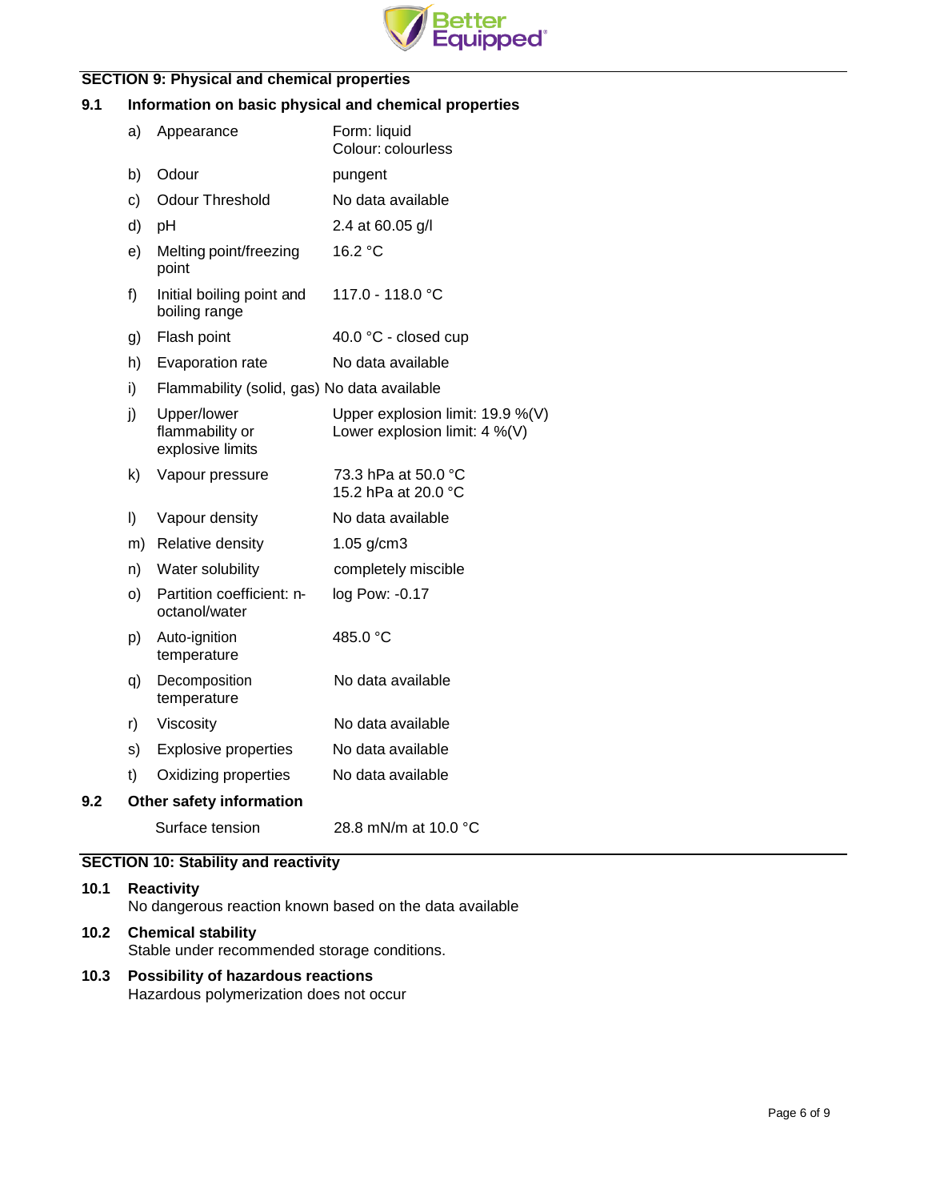## SECTION 9: Physical and chemical properties

### 9.1 Information on basic physical and chemical properties

| | Property | Value |
|---|---|---|
| a) | Appearance | Form: liquid<br>Colour: colourless |
| b) | Odour | pungent |
| c) | Odour Threshold | No data available |
| d) | pH | 2.4 at 60.05 g/l |
| e) | Melting point/freezing point | 16.2 °C |
| f) | Initial boiling point and boiling range | 117.0 - 118.0 °C |
| g) | Flash point | 40.0 °C - closed cup |
| h) | Evaporation rate | No data available |
| i) | Flammability (solid, gas) | No data available |
| j) | Upper/lower flammability or explosive limits | Upper explosion limit: 19.9 %(V)<br>Lower explosion limit: 4 %(V) |
| k) | Vapour pressure | 73.3 hPa at 50.0 °C<br>15.2 hPa at 20.0 °C |
| l) | Vapour density | No data available |
| m) | Relative density | 1.05 g/cm3 |
| n) | Water solubility | completely miscible |
| o) | Partition coefficient: n-octanol/water | log Pow: -0.17 |
| p) | Auto-ignition temperature | 485.0 °C |
| q) | Decomposition temperature | No data available |
| r) | Viscosity | No data available |
| s) | Explosive properties | No data available |
| t) | Oxidizing properties | No data available |

### 9.2 Other safety information

Surface tension 28.8 mN/m at 10.0 °C

## SECTION 10: Stability and reactivity

### 10.1 Reactivity

No dangerous reaction known based on the data available

### 10.2 Chemical stability

Stable under recommended storage conditions.

### 10.3 Possibility of hazardous reactions

Hazardous polymerization does not occur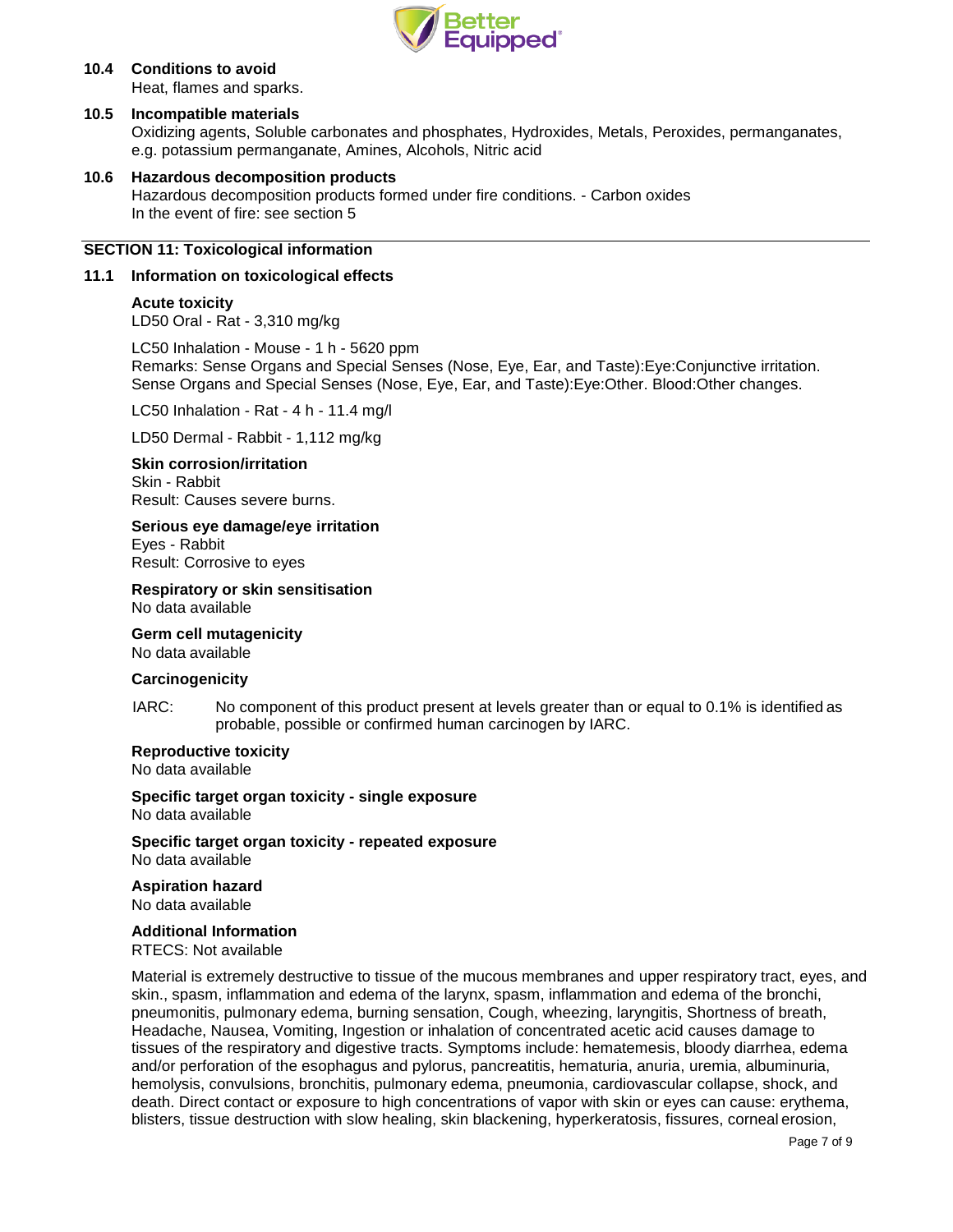**10.4 Conditions to avoid**

Heat, flames and sparks.

**10.5 Incompatible materials**

Oxidizing agents, Soluble carbonates and phosphates, Hydroxides, Metals, Peroxides, permanganates, e.g. potassium permanganate, Amines, Alcohols, Nitric acid

**10.6 Hazardous decomposition products**

Hazardous decomposition products formed under fire conditions. - Carbon oxides
In the event of fire: see section 5

## SECTION 11: Toxicological information

### 11.1 Information on toxicological effects

**Acute toxicity**

LD50 Oral - Rat - 3,310 mg/kg

LC50 Inhalation - Mouse - 1 h - 5620 ppm
Remarks: Sense Organs and Special Senses (Nose, Eye, Ear, and Taste):Eye:Conjunctive irritation. Sense Organs and Special Senses (Nose, Eye, Ear, and Taste):Eye:Other. Blood:Other changes.

LC50 Inhalation - Rat - 4 h - 11.4 mg/l

LD50 Dermal - Rabbit - 1,112 mg/kg

**Skin corrosion/irritation**

Skin - Rabbit
Result: Causes severe burns.

**Serious eye damage/eye irritation**

Eyes - Rabbit
Result: Corrosive to eyes

**Respiratory or skin sensitisation**

No data available

**Germ cell mutagenicity**

No data available

**Carcinogenicity**

IARC: No component of this product present at levels greater than or equal to 0.1% is identified as probable, possible or confirmed human carcinogen by IARC.

**Reproductive toxicity**

No data available

**Specific target organ toxicity - single exposure**

No data available

**Specific target organ toxicity - repeated exposure**

No data available

**Aspiration hazard**

No data available

**Additional Information**

RTECS: Not available

Material is extremely destructive to tissue of the mucous membranes and upper respiratory tract, eyes, and skin., spasm, inflammation and edema of the larynx, spasm, inflammation and edema of the bronchi, pneumonitis, pulmonary edema, burning sensation, Cough, wheezing, laryngitis, Shortness of breath, Headache, Nausea, Vomiting, Ingestion or inhalation of concentrated acetic acid causes damage to tissues of the respiratory and digestive tracts. Symptoms include: hematemesis, bloody diarrhea, edema and/or perforation of the esophagus and pylorus, pancreatitis, hematuria, anuria, uremia, albuminuria, hemolysis, convulsions, bronchitis, pulmonary edema, pneumonia, cardiovascular collapse, shock, and death. Direct contact or exposure to high concentrations of vapor with skin or eyes can cause: erythema, blisters, tissue destruction with slow healing, skin blackening, hyperkeratosis, fissures, corneal erosion,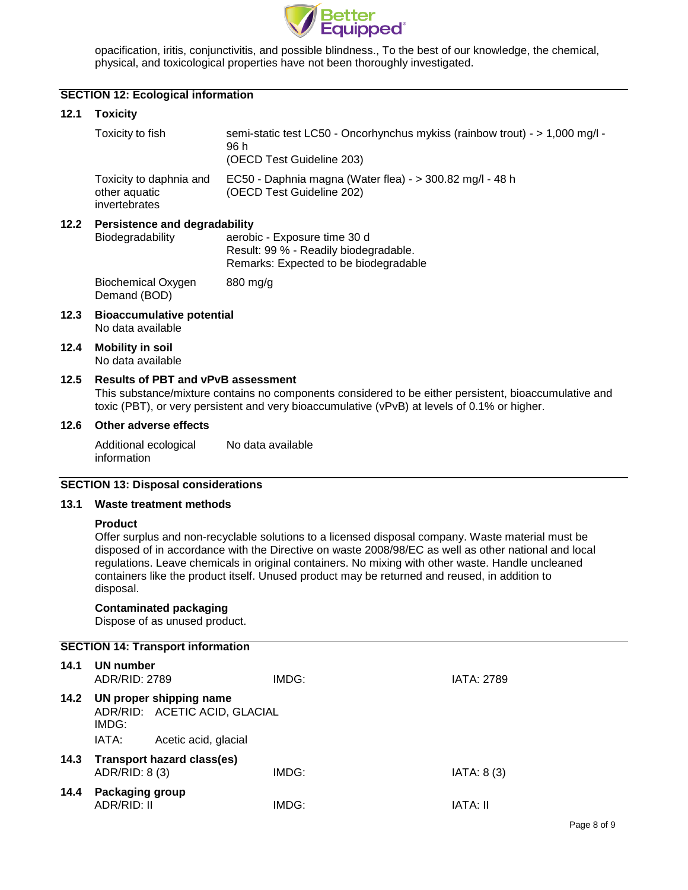opacification, iritis, conjunctivitis, and possible blindness., To the best of our knowledge, the chemical, physical, and toxicological properties have not been thoroughly investigated.

## SECTION 12: Ecological information

### 12.1 Toxicity

| | |
|---|---|
| Toxicity to fish | semi-static test LC50 - Oncorhynchus mykiss (rainbow trout) - > 1,000 mg/l - 96 h (OECD Test Guideline 203) |
| Toxicity to daphnia and other aquatic invertebrates | EC50 - Daphnia magna (Water flea) - > 300.82 mg/l - 48 h (OECD Test Guideline 202) |

### 12.2 Persistence and degradability

| | |
|---|---|
| Biodegradability | aerobic - Exposure time 30 d<br>Result: 99 % - Readily biodegradable.<br>Remarks: Expected to be biodegradable |
| Biochemical Oxygen Demand (BOD) | 880 mg/g |

### 12.3 Bioaccumulative potential

No data available

### 12.4 Mobility in soil

No data available

### 12.5 Results of PBT and vPvB assessment

This substance/mixture contains no components considered to be either persistent, bioaccumulative and toxic (PBT), or very persistent and very bioaccumulative (vPvB) at levels of 0.1% or higher.

### 12.6 Other adverse effects

| | |
|---|---|
| Additional ecological information | No data available |

## SECTION 13: Disposal considerations

### 13.1 Waste treatment methods

**Product**

Offer surplus and non-recyclable solutions to a licensed disposal company. Waste material must be disposed of in accordance with the Directive on waste 2008/98/EC as well as other national and local regulations. Leave chemicals in original containers. No mixing with other waste. Handle uncleaned containers like the product itself. Unused product may be returned and reused, in addition to disposal.

**Contaminated packaging**

Dispose of as unused product.

## SECTION 14: Transport information

### 14.1 UN number

| ADR/RID: 2789 | IMDG: | IATA: 2789 |
|---|---|---|

### 14.2 UN proper shipping name

ADR/RID: ACETIC ACID, GLACIAL
IMDG:
IATA: Acetic acid, glacial

### 14.3 Transport hazard class(es)

| ADR/RID: 8 (3) | IMDG: | IATA: 8 (3) |
|---|---|---|

### 14.4 Packaging group

| ADR/RID: II | IMDG: | IATA: II |
|---|---|---|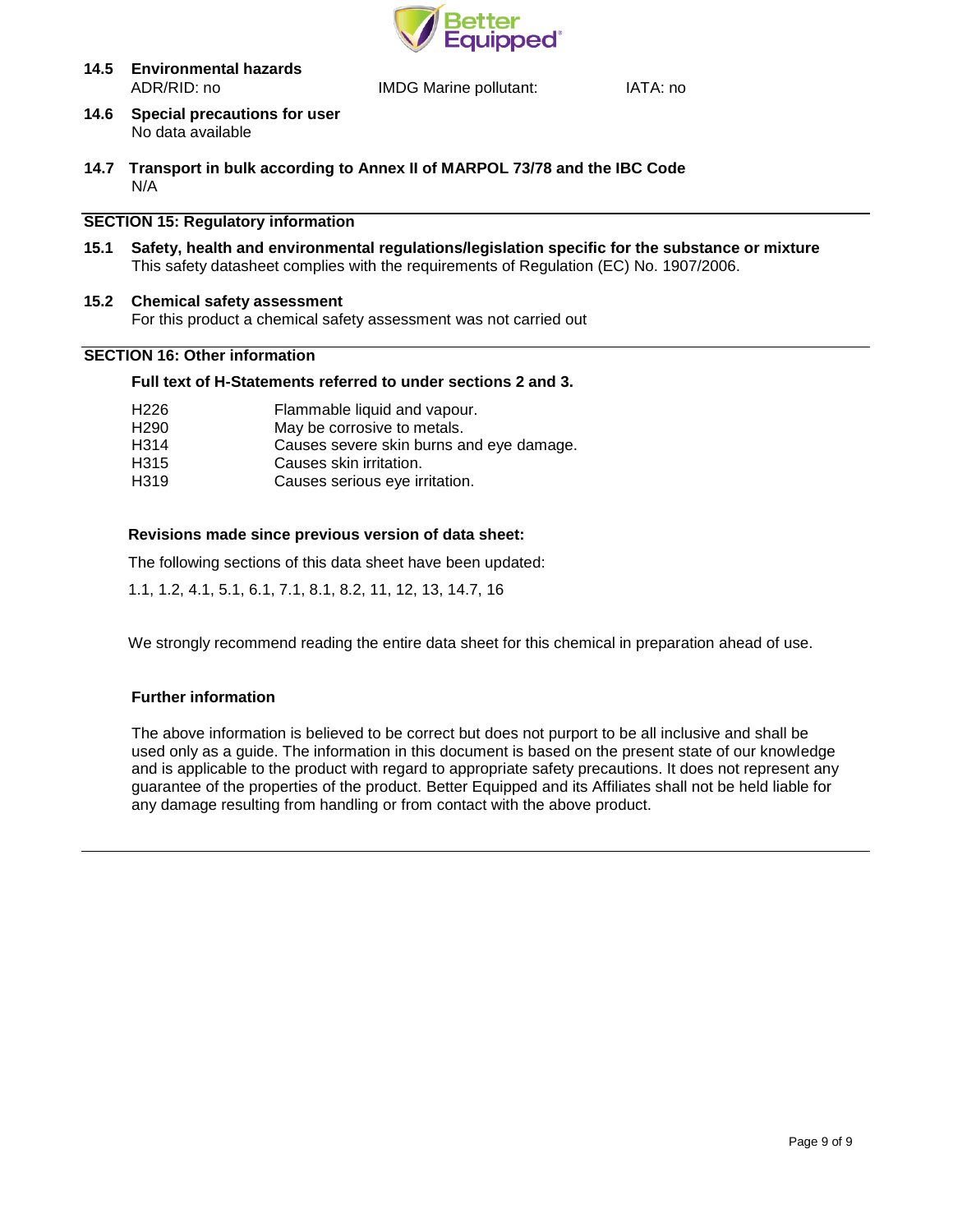**14.5 Environmental hazards**

ADR/RID: no IMDG Marine pollutant: IATA: no

**14.6 Special precautions for user**

No data available

**14.7 Transport in bulk according to Annex II of MARPOL 73/78 and the IBC Code**

N/A

## SECTION 15: Regulatory information

**15.1 Safety, health and environmental regulations/legislation specific for the substance or mixture**

This safety datasheet complies with the requirements of Regulation (EC) No. 1907/2006.

**15.2 Chemical safety assessment**

For this product a chemical safety assessment was not carried out

## SECTION 16: Other information

**Full text of H-Statements referred to under sections 2 and 3.**

| | |
|---|---|
| H226 | Flammable liquid and vapour. |
| H290 | May be corrosive to metals. |
| H314 | Causes severe skin burns and eye damage. |
| H315 | Causes skin irritation. |
| H319 | Causes serious eye irritation. |

**Revisions made since previous version of data sheet:**

The following sections of this data sheet have been updated:

1.1, 1.2, 4.1, 5.1, 6.1, 7.1, 8.1, 8.2, 11, 12, 13, 14.7, 16

We strongly recommend reading the entire data sheet for this chemical in preparation ahead of use.

**Further information**

The above information is believed to be correct but does not purport to be all inclusive and shall be used only as a guide. The information in this document is based on the present state of our knowledge and is applicable to the product with regard to appropriate safety precautions. It does not represent any guarantee of the properties of the product. Better Equipped and its Affiliates shall not be held liable for any damage resulting from handling or from contact with the above product.